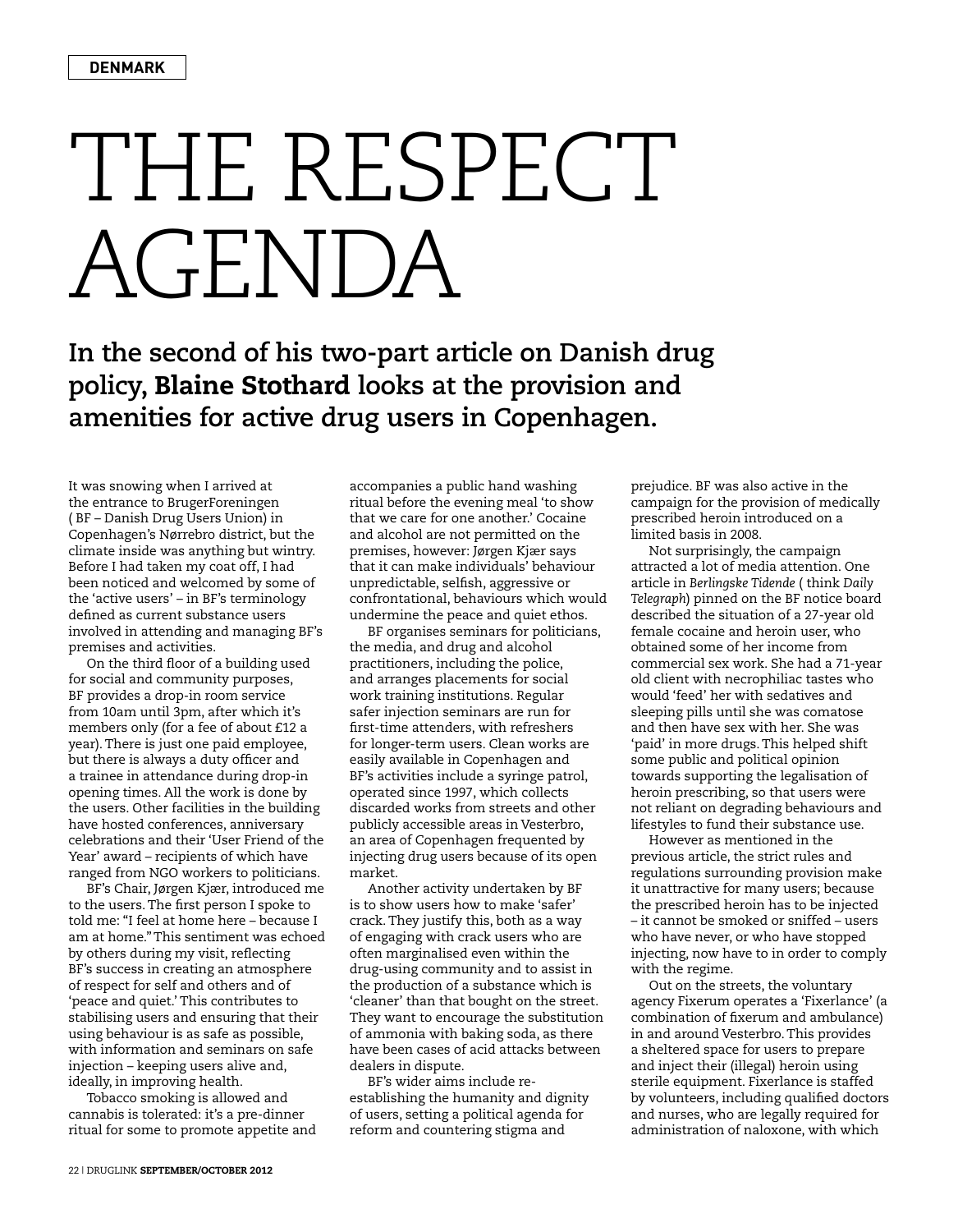DENMARK

# THE RESPECT AGENDA

**In the second of his two-part article on Danish drug policy, Blaine Stothard looks at the provision and amenities for active drug users in Copenhagen.**

It was snowing when I arrived at the entrance to BrugerForeningen ( BF – Danish Drug Users Union) in Copenhagen's Nørrebro district, but the climate inside was anything but wintry. Before I had taken my coat off, I had been noticed and welcomed by some of the 'active users' – in BF's terminology defined as current substance users involved in attending and managing BF's premises and activities.

On the third floor of a building used for social and community purposes, BF provides a drop-in room service from 10am until 3pm, after which it's members only (for a fee of about £12 a year). There is just one paid employee, but there is always a duty officer and a trainee in attendance during drop-in opening times. All the work is done by the users. Other facilities in the building have hosted conferences, anniversary celebrations and their 'User Friend of the Year' award – recipients of which have ranged from NGO workers to politicians.

BF's Chair, Jørgen Kjær, introduced me to the users. The first person I spoke to told me: "I feel at home here – because I am at home." This sentiment was echoed by others during my visit, reflecting BF's success in creating an atmosphere of respect for self and others and of 'peace and quiet.' This contributes to stabilising users and ensuring that their using behaviour is as safe as possible, with information and seminars on safe injection – keeping users alive and, ideally, in improving health.

Tobacco smoking is allowed and cannabis is tolerated: it's a pre-dinner ritual for some to promote appetite and accompanies a public hand washing ritual before the evening meal 'to show that we care for one another.' Cocaine and alcohol are not permitted on the premises, however: Jørgen Kjær says that it can make individuals' behaviour unpredictable, selfish, aggressive or confrontational, behaviours which would undermine the peace and quiet ethos.

BF organises seminars for politicians, the media, and drug and alcohol practitioners, including the police, and arranges placements for social work training institutions. Regular safer injection seminars are run for first-time attenders, with refreshers for longer-term users. Clean works are easily available in Copenhagen and BF's activities include a syringe patrol, operated since 1997, which collects discarded works from streets and other publicly accessible areas in Vesterbro, an area of Copenhagen frequented by injecting drug users because of its open market.

Another activity undertaken by BF is to show users how to make 'safer' crack. They justify this, both as a way of engaging with crack users who are often marginalised even within the drug-using community and to assist in the production of a substance which is 'cleaner' than that bought on the street. They want to encourage the substitution of ammonia with baking soda, as there have been cases of acid attacks between dealers in dispute.

BF's wider aims include re-establishing the humanity and dignity of users, setting a political agenda for reform and countering stigma and prejudice. BF was also active in the campaign for the provision of medically prescribed heroin introduced on a limited basis in 2008.

Not surprisingly, the campaign attracted a lot of media attention. One article in *Berlingske Tidende* ( think *Daily Telegraph*) pinned on the BF notice board described the situation of a 27-year old female cocaine and heroin user, who obtained some of her income from commercial sex work. She had a 71-year old client with necrophiliac tastes who would 'feed' her with sedatives and sleeping pills until she was comatose and then have sex with her. She was 'paid' in more drugs. This helped shift some public and political opinion towards supporting the legalisation of heroin prescribing, so that users were not reliant on degrading behaviours and lifestyles to fund their substance use.

However as mentioned in the previous article, the strict rules and regulations surrounding provision make it unattractive for many users; because the prescribed heroin has to be injected – it cannot be smoked or sniffed – users who have never, or who have stopped injecting, now have to in order to comply with the regime.

Out on the streets, the voluntary agency Fixerum operates a 'Fixerlance' (a combination of fixerum and ambulance) in and around Vesterbro. This provides a sheltered space for users to prepare and inject their (illegal) heroin using sterile equipment. Fixerlance is staffed by volunteers, including qualified doctors and nurses, who are legally required for administration of naloxone, with which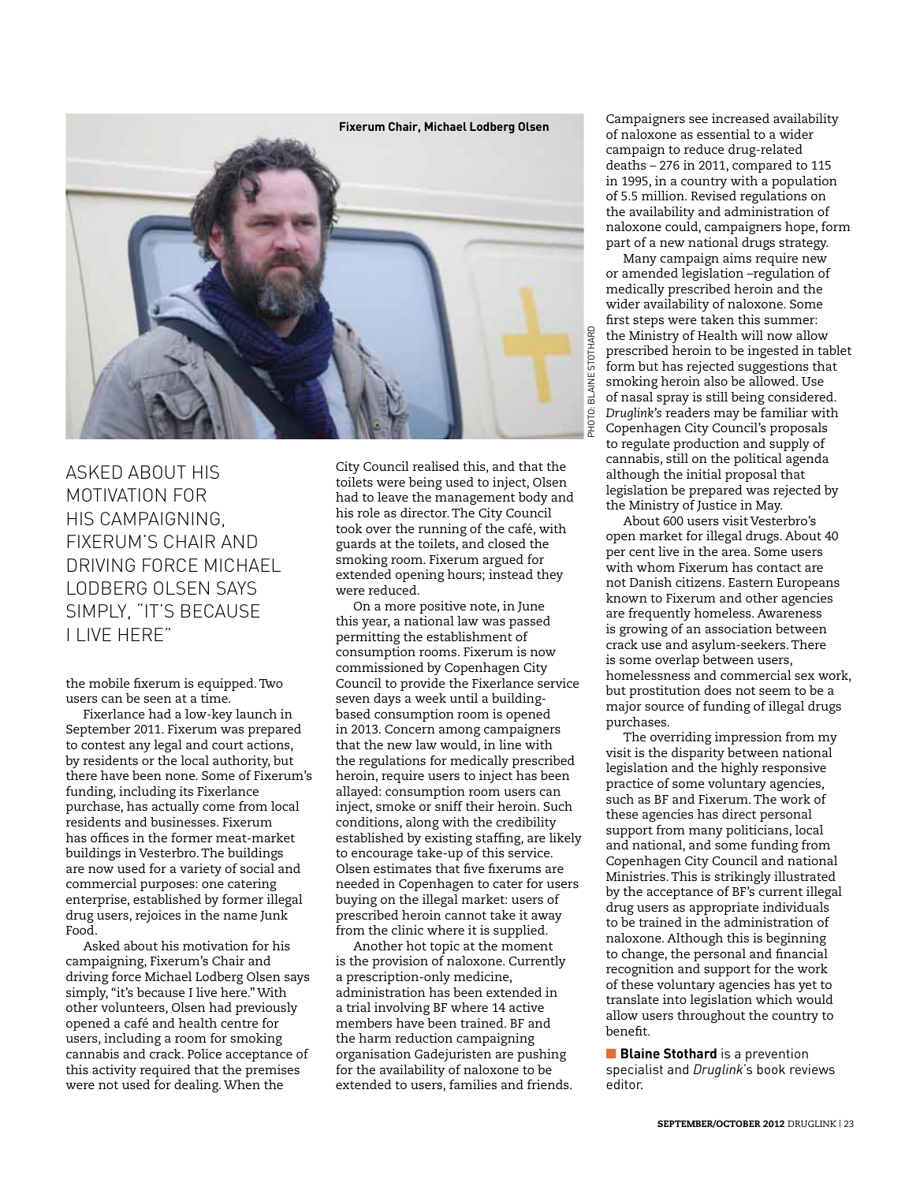Fixerum Chair, Michael Lodberg Olsen

PHOTO: BLAINE STOTHARD

ASKED ABOUT HIS MOTIVATION FOR HIS CAMPAIGNING, FIXERUM'S CHAIR AND DRIVING FORCE MICHAEL LODBERG OLSEN SAYS SIMPLY, "IT'S BECAUSE I LIVE HERE"

the mobile fixerum is equipped. Two users can be seen at a time.

Fixerlance had a low-key launch in September 2011. Fixerum was prepared to contest any legal and court actions, by residents or the local authority, but there have been none. Some of Fixerum's funding, including its Fixerlance purchase, has actually come from local residents and businesses. Fixerum has offices in the former meat-market buildings in Vesterbro. The buildings are now used for a variety of social and commercial purposes: one catering enterprise, established by former illegal drug users, rejoices in the name Junk Food.

Asked about his motivation for his campaigning, Fixerum's Chair and driving force Michael Lodberg Olsen says simply, "it's because I live here." With other volunteers, Olsen had previously opened a café and health centre for users, including a room for smoking cannabis and crack. Police acceptance of this activity required that the premises were not used for dealing. When the City Council realised this, and that the toilets were being used to inject, Olsen had to leave the management body and his role as director. The City Council took over the running of the café, with guards at the toilets, and closed the smoking room. Fixerum argued for extended opening hours; instead they were reduced.

On a more positive note, in June this year, a national law was passed permitting the establishment of consumption rooms. Fixerum is now commissioned by Copenhagen City Council to provide the Fixerlance service seven days a week until a building-based consumption room is opened in 2013. Concern among campaigners that the new law would, in line with the regulations for medically prescribed heroin, require users to inject has been allayed: consumption room users can inject, smoke or sniff their heroin. Such conditions, along with the credibility established by existing staffing, are likely to encourage take-up of this service. Olsen estimates that five fixerums are needed in Copenhagen to cater for users buying on the illegal market: users of prescribed heroin cannot take it away from the clinic where it is supplied.

Another hot topic at the moment is the provision of naloxone. Currently a prescription-only medicine, administration has been extended in a trial involving BF where 14 active members have been trained. BF and the harm reduction campaigning organisation Gadejuristen are pushing for the availability of naloxone to be extended to users, families and friends. Campaigners see increased availability of naloxone as essential to a wider campaign to reduce drug-related deaths – 276 in 2011, compared to 115 in 1995, in a country with a population of 5.5 million. Revised regulations on the availability and administration of naloxone could, campaigners hope, form part of a new national drugs strategy.

Many campaign aims require new or amended legislation –regulation of medically prescribed heroin and the wider availability of naloxone. Some first steps were taken this summer: the Ministry of Health will now allow prescribed heroin to be ingested in tablet form but has rejected suggestions that smoking heroin also be allowed. Use of nasal spray is still being considered. *Druglink's* readers may be familiar with Copenhagen City Council's proposals to regulate production and supply of cannabis, still on the political agenda although the initial proposal that legislation be prepared was rejected by the Ministry of Justice in May.

About 600 users visit Vesterbro's open market for illegal drugs. About 40 per cent live in the area. Some users with whom Fixerum has contact are not Danish citizens. Eastern Europeans known to Fixerum and other agencies are frequently homeless. Awareness is growing of an association between crack use and asylum-seekers. There is some overlap between users, homelessness and commercial sex work, but prostitution does not seem to be a major source of funding of illegal drugs purchases.

The overriding impression from my visit is the disparity between national legislation and the highly responsive practice of some voluntary agencies, such as BF and Fixerum. The work of these agencies has direct personal support from many politicians, local and national, and some funding from Copenhagen City Council and national Ministries. This is strikingly illustrated by the acceptance of BF's current illegal drug users as appropriate individuals to be trained in the administration of naloxone. Although this is beginning to change, the personal and financial recognition and support for the work of these voluntary agencies has yet to translate into legislation which would allow users throughout the country to benefit.

**Blaine Stothard** is a prevention specialist and *Druglink*'s book reviews editor.